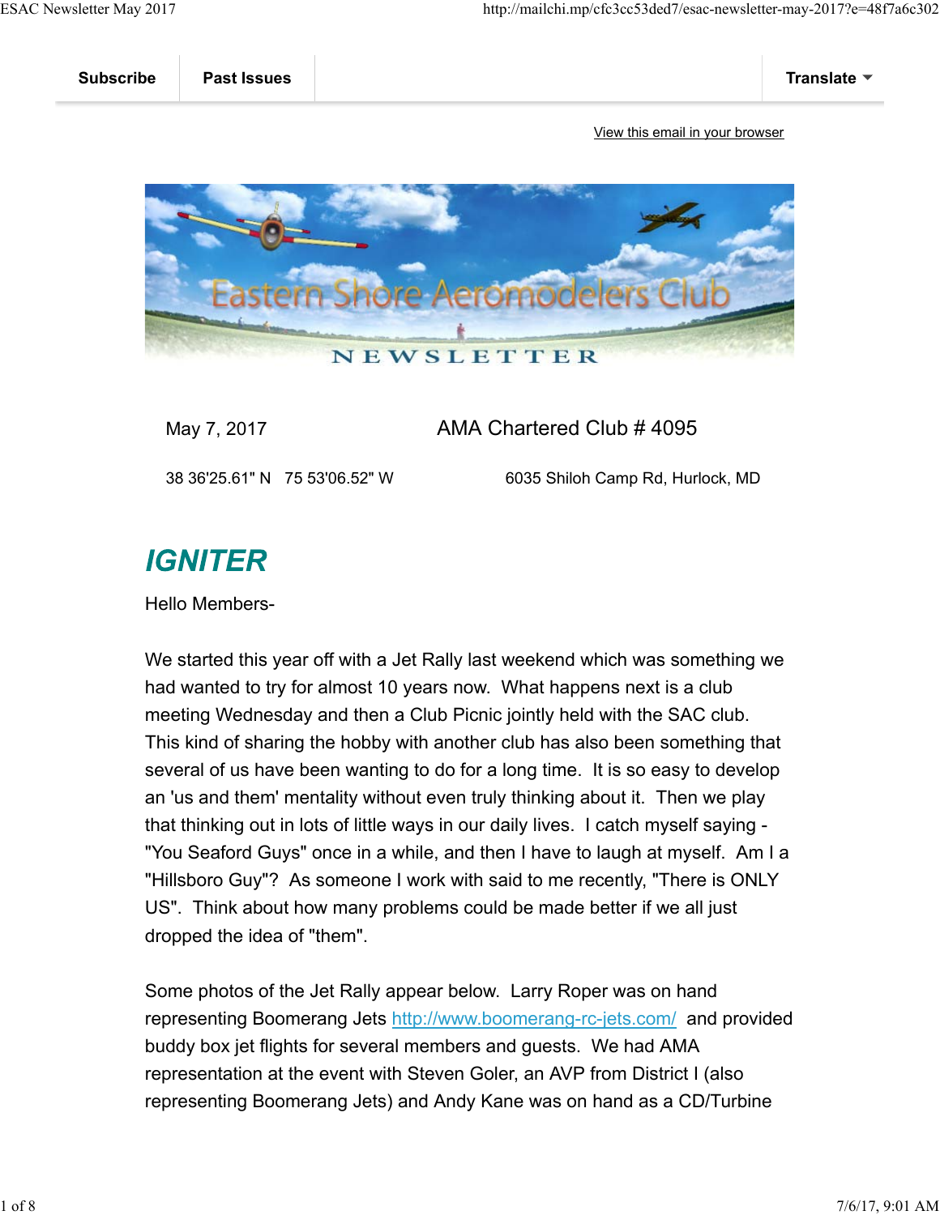Subscribe | Past Issues | Translate

View this email in your browser

# Eastern Shore Aeromodelers Club NEWSLETTER

May 7, 2017 AMA Chartered Club # 4095

38 36'25.61" N 75 53'06.52" W 6035 Shiloh Camp Rd, Hurlock, MD

## *IGNITER*

Hello Members-

We started this year off with a Jet Rally last weekend which was something we had wanted to try for almost 10 years now. What happens next is a club meeting Wednesday and then a Club Picnic jointly held with the SAC club. This kind of sharing the hobby with another club has also been something that several of us have been wanting to do for a long time. It is so easy to develop an 'us and them' mentality without even truly thinking about it. Then we play that thinking out in lots of little ways in our daily lives. I catch myself saying - "You Seaford Guys" once in a while, and then I have to laugh at myself. Am I a "Hillsboro Guy"? As someone I work with said to me recently, "There is ONLY US". Think about how many problems could be made better if we all just dropped the idea of "them".

Some photos of the Jet Rally appear below. Larry Roper was on hand representing Boomerang Jets http://www.boomerang-rc-jets.com/ and provided buddy box jet flights for several members and guests. We had AMA representation at the event with Steven Goler, an AVP from District I (also representing Boomerang Jets) and Andy Kane was on hand as a CD/Turbine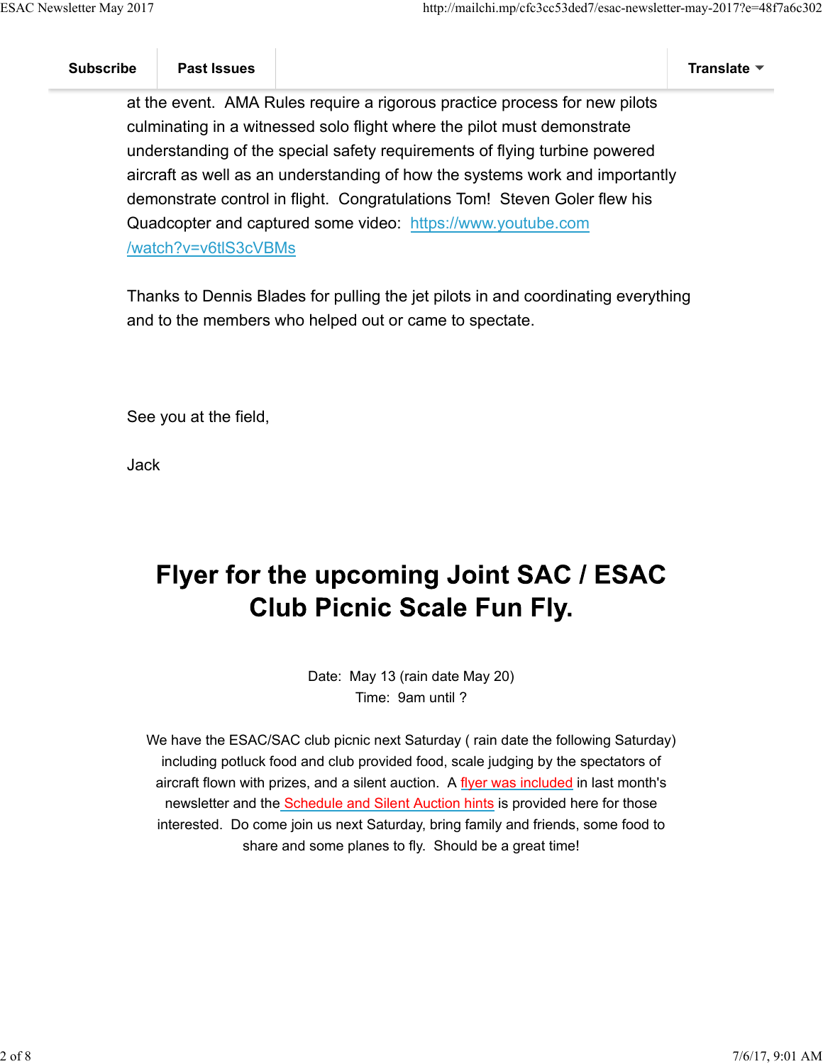Subscribe | Past Issues | Translate

at the event. AMA Rules require a rigorous practice process for new pilots culminating in a witnessed solo flight where the pilot must demonstrate understanding of the special safety requirements of flying turbine powered aircraft as well as an understanding of how the systems work and importantly demonstrate control in flight. Congratulations Tom! Steven Goler flew his Quadcopter and captured some video: [https://www.youtube.com/watch?v=v6tlS3cVBMs](https://www.youtube.com/watch?v=v6tlS3cVBMs)

Thanks to Dennis Blades for pulling the jet pilots in and coordinating everything and to the members who helped out or came to spectate.

See you at the field,

Jack

# Flyer for the upcoming Joint SAC / ESAC Club Picnic Scale Fun Fly.

Date: May 13 (rain date May 20)
Time: 9am until ?

We have the ESAC/SAC club picnic next Saturday ( rain date the following Saturday) including potluck food and club provided food, scale judging by the spectators of aircraft flown with prizes, and a silent auction. A flyer was included in last month's newsletter and the Schedule and Silent Auction hints is provided here for those interested. Do come join us next Saturday, bring family and friends, some food to share and some planes to fly. Should be a great time!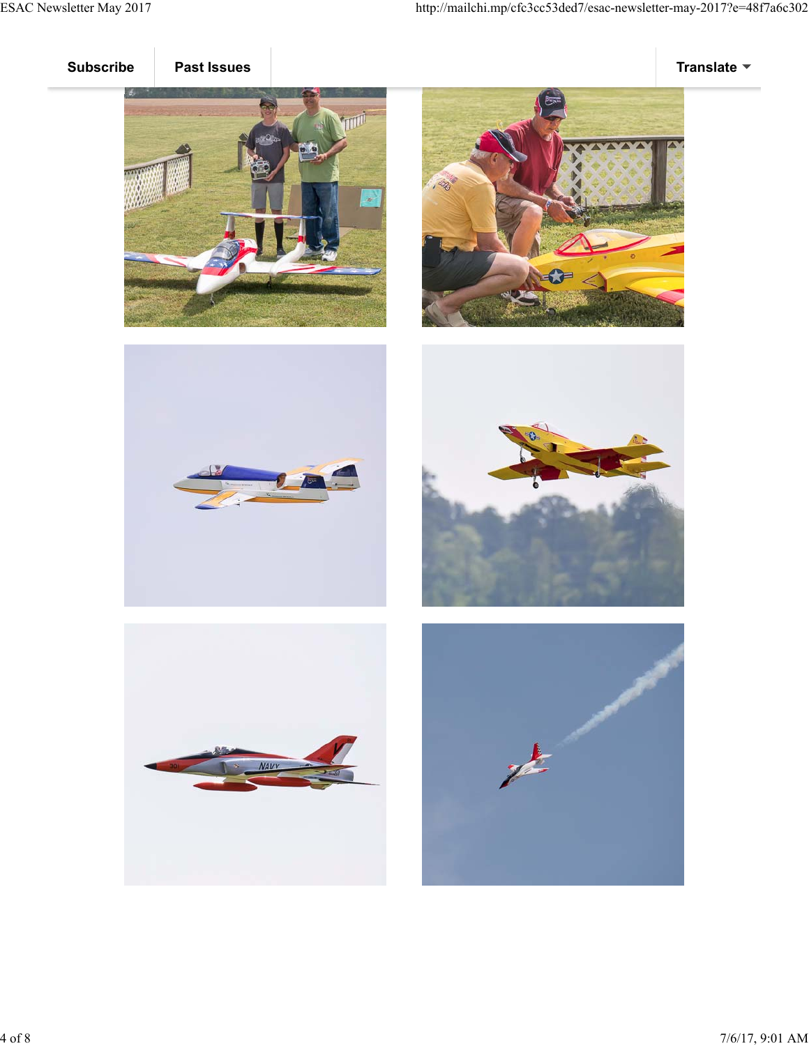Subscribe | Past Issues | Translate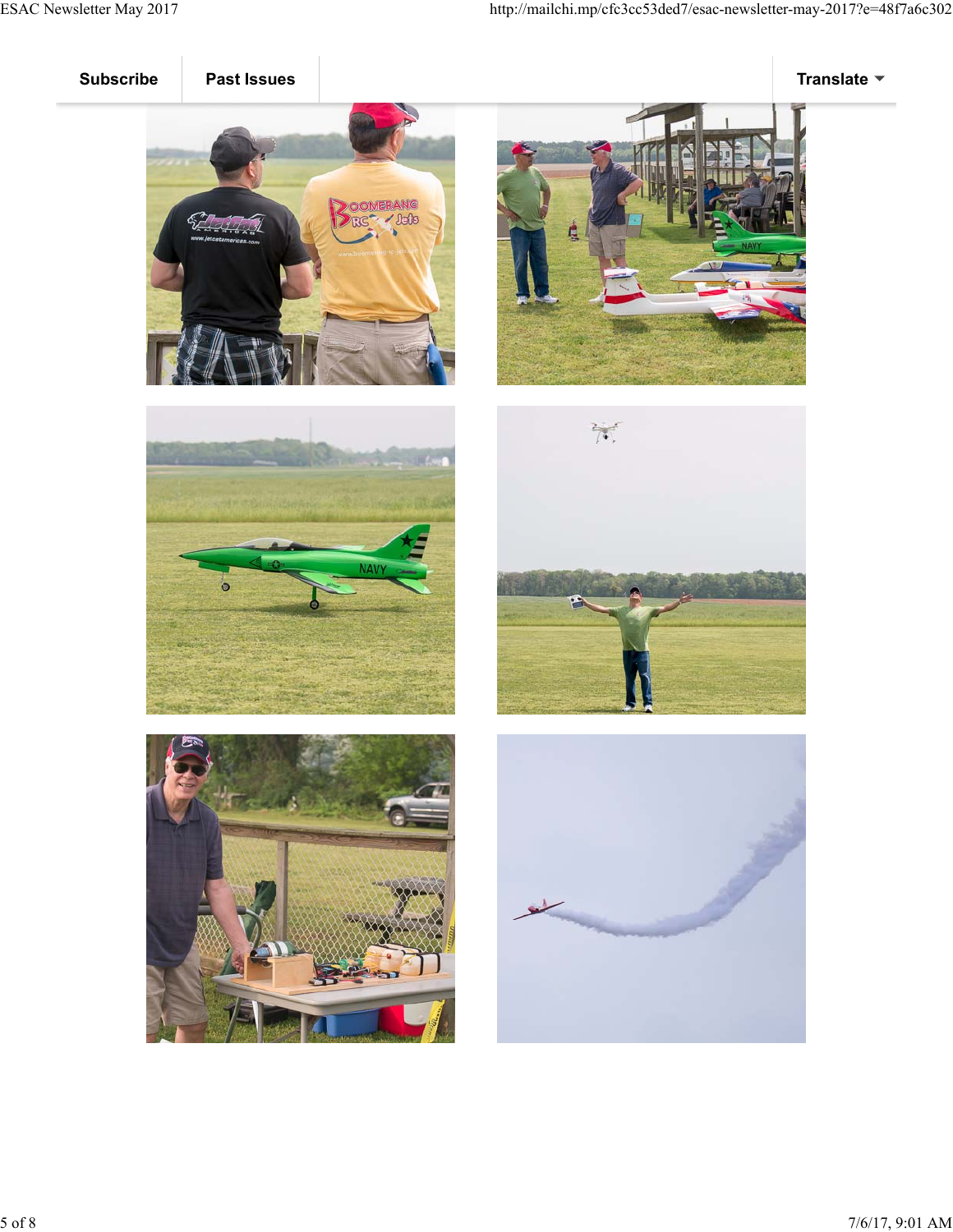Subscribe | Past Issues | Translate ▾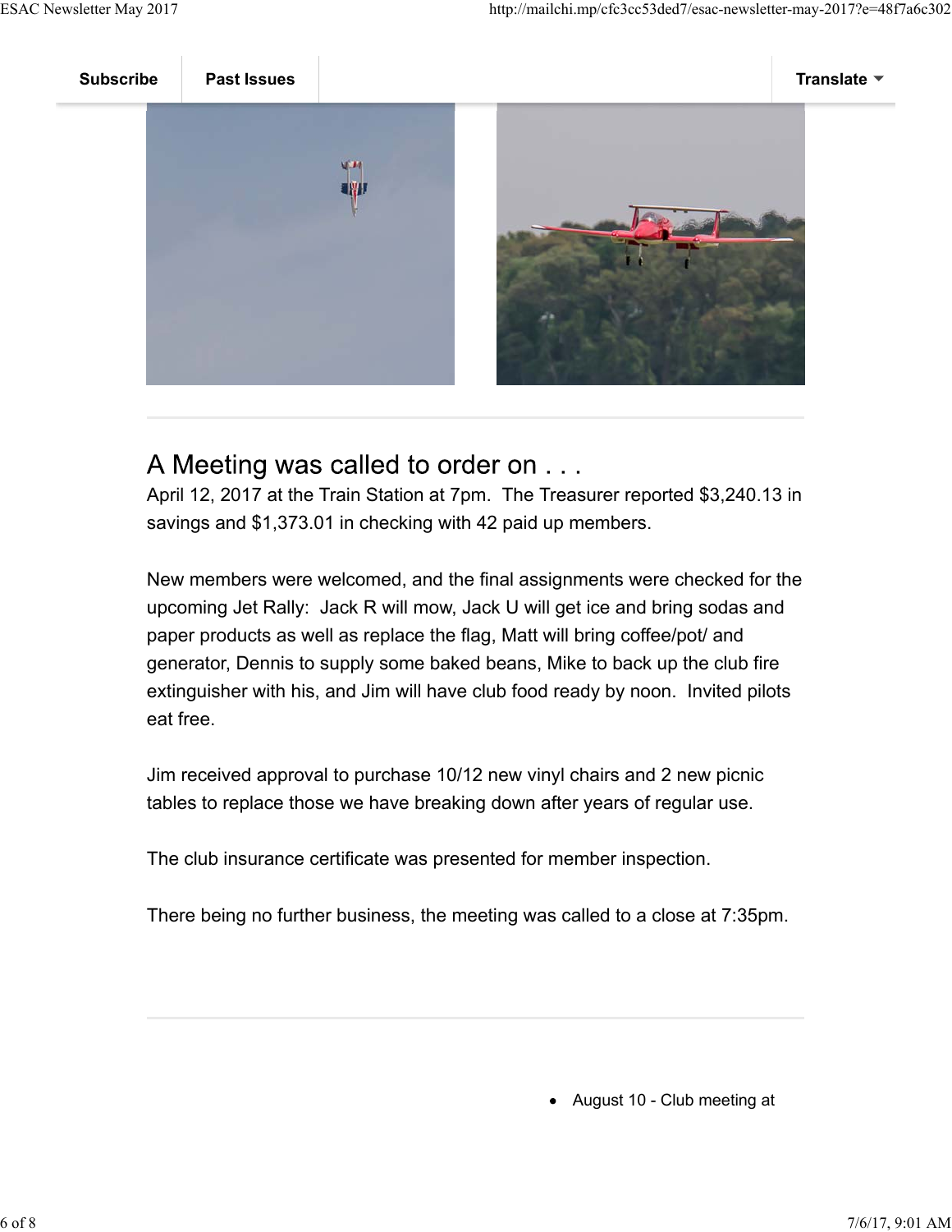Subscribe | Past Issues | Translate

## A Meeting was called to order on . . .

April 12, 2017 at the Train Station at 7pm. The Treasurer reported $3,240.13 in savings and $1,373.01 in checking with 42 paid up members.

New members were welcomed, and the final assignments were checked for the upcoming Jet Rally: Jack R will mow, Jack U will get ice and bring sodas and paper products as well as replace the flag, Matt will bring coffee/pot/ and generator, Dennis to supply some baked beans, Mike to back up the club fire extinguisher with his, and Jim will have club food ready by noon. Invited pilots eat free.

Jim received approval to purchase 10/12 new vinyl chairs and 2 new picnic tables to replace those we have breaking down after years of regular use.

The club insurance certificate was presented for member inspection.

There being no further business, the meeting was called to a close at 7:35pm.

---

- August 10 - Club meeting at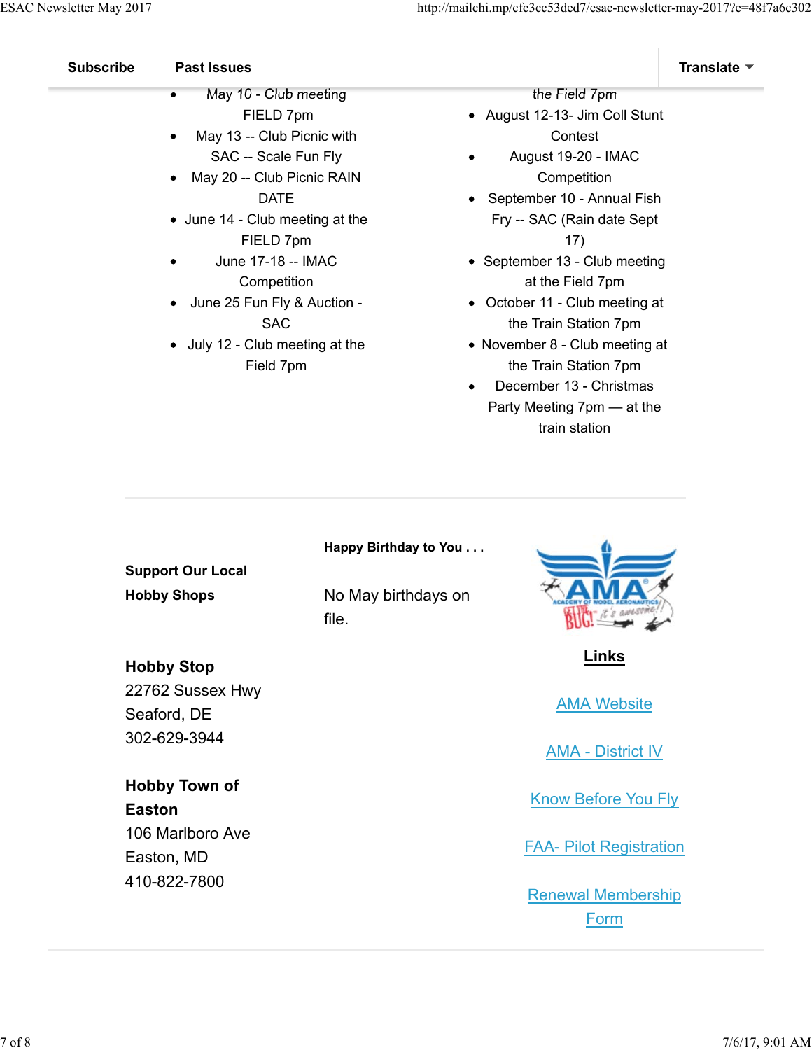- May 10 - Club meeting FIELD 7pm
- May 13 -- Club Picnic with SAC -- Scale Fun Fly
- May 20 -- Club Picnic RAIN DATE
- June 14 - Club meeting at the FIELD 7pm
- June 17-18 -- IMAC Competition
- June 25 Fun Fly & Auction - SAC
- July 12 - Club meeting at the Field 7pm

the Field 7pm

- August 12-13- Jim Coll Stunt Contest
- August 19-20 - IMAC Competition
- September 10 - Annual Fish Fry -- SAC (Rain date Sept 17)
- September 13 - Club meeting at the Field 7pm
- October 11 - Club meeting at the Train Station 7pm
- November 8 - Club meeting at the Train Station 7pm
- December 13 - Christmas Party Meeting 7pm — at the train station

---

**Support Our Local Hobby Shops**

**Hobby Stop**
22762 Sussex Hwy
Seaford, DE
302-629-3944

**Hobby Town of Easton**
106 Marlboro Ave
Easton, MD
410-822-7800

**Happy Birthday to You . . .**

No May birthdays on file.

**Links**

[AMA Website]

[AMA - District IV]

[Know Before You Fly]

[FAA- Pilot Registration]

[Renewal Membership Form]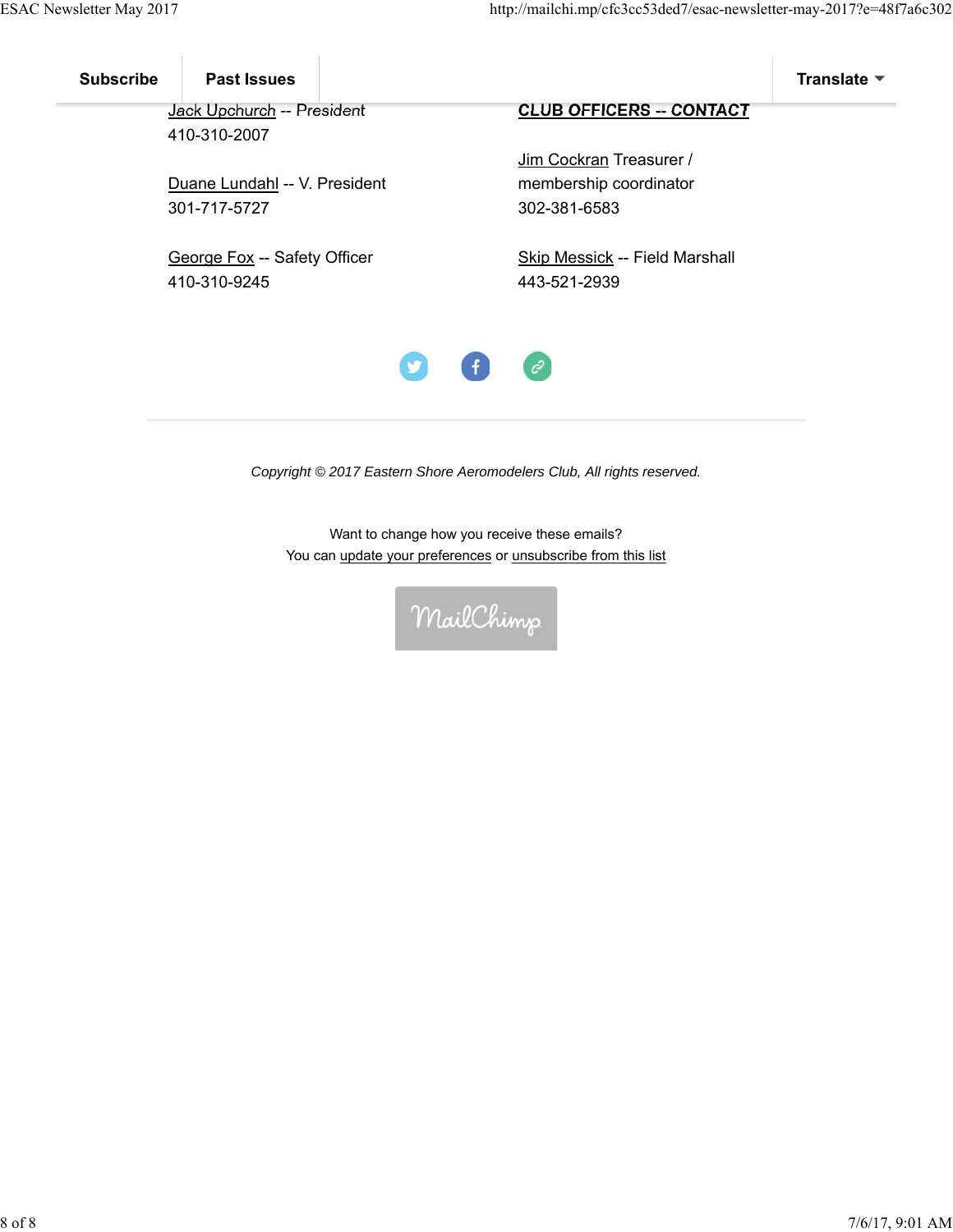Subscribe | Past Issues | Translate

*Jack Upchurch -- President*
410-310-2007

Duane Lundahl -- V. President
301-717-5727

George Fox -- Safety Officer
410-310-9245

***CLUB OFFICERS -- CONTACT***

Jim Cockran Treasurer / membership coordinator
302-381-6583

Skip Messick -- Field Marshall
443-521-2939

*Copyright © 2017 Eastern Shore Aeromodelers Club, All rights reserved.*

Want to change how you receive these emails?
You can update your preferences or unsubscribe from this list

MailChimp